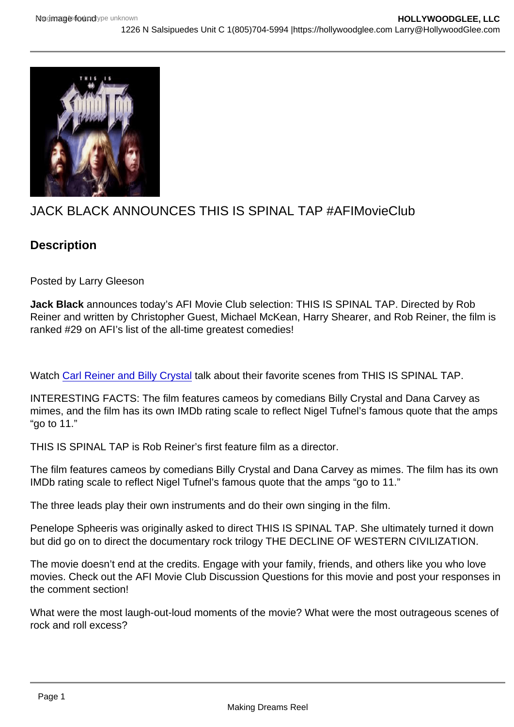# JACK BLACK ANNOUNCES THIS IS SPINAL TAP #AFIMovieClub

## Description

Posted by Larry Gleeson

**Jack Black** announces today's AFI Movie Club selection: THIS IS SPINAL TAP. Directed by Rob Reiner and written by Christopher Guest, Michael McKean, Harry Shearer, and Rob Reiner, the film is ranked #29 on AFI's list of the all-time greatest comedies!

Watch Carl Reiner and Billy Crystal talk about their favorite scenes from THIS IS SPINAL TAP.

INTERESTING FACTS: The film features cameos by comedians Billy Crystal and Dana Carvey as mimes, and the film has its own IMDb rating scale to reflect Nigel Tufnel's famous quote that the amps "go to 11."

THIS IS SPINAL TAP is Rob Reiner's first feature film as a director.

The film features cameos by comedians Billy Crystal and Dana Carvey as mimes. The film has its own IMDb rating scale to reflect Nigel Tufnel's famous quote that the amps "go to 11."

The three leads play their own instruments and do their own singing in the film.

Penelope Spheeris was originally asked to direct THIS IS SPINAL TAP. She ultimately turned it down but did go on to direct the documentary rock trilogy THE DECLINE OF WESTERN CIVILIZATION.

The movie doesn't end at the credits. Engage with your family, friends, and others like you who love movies. Check out the AFI Movie Club Discussion Questions for this movie and post your responses in the comment section!

What were the most laugh-out-loud moments of the movie? What were the most outrageous scenes of rock and roll excess?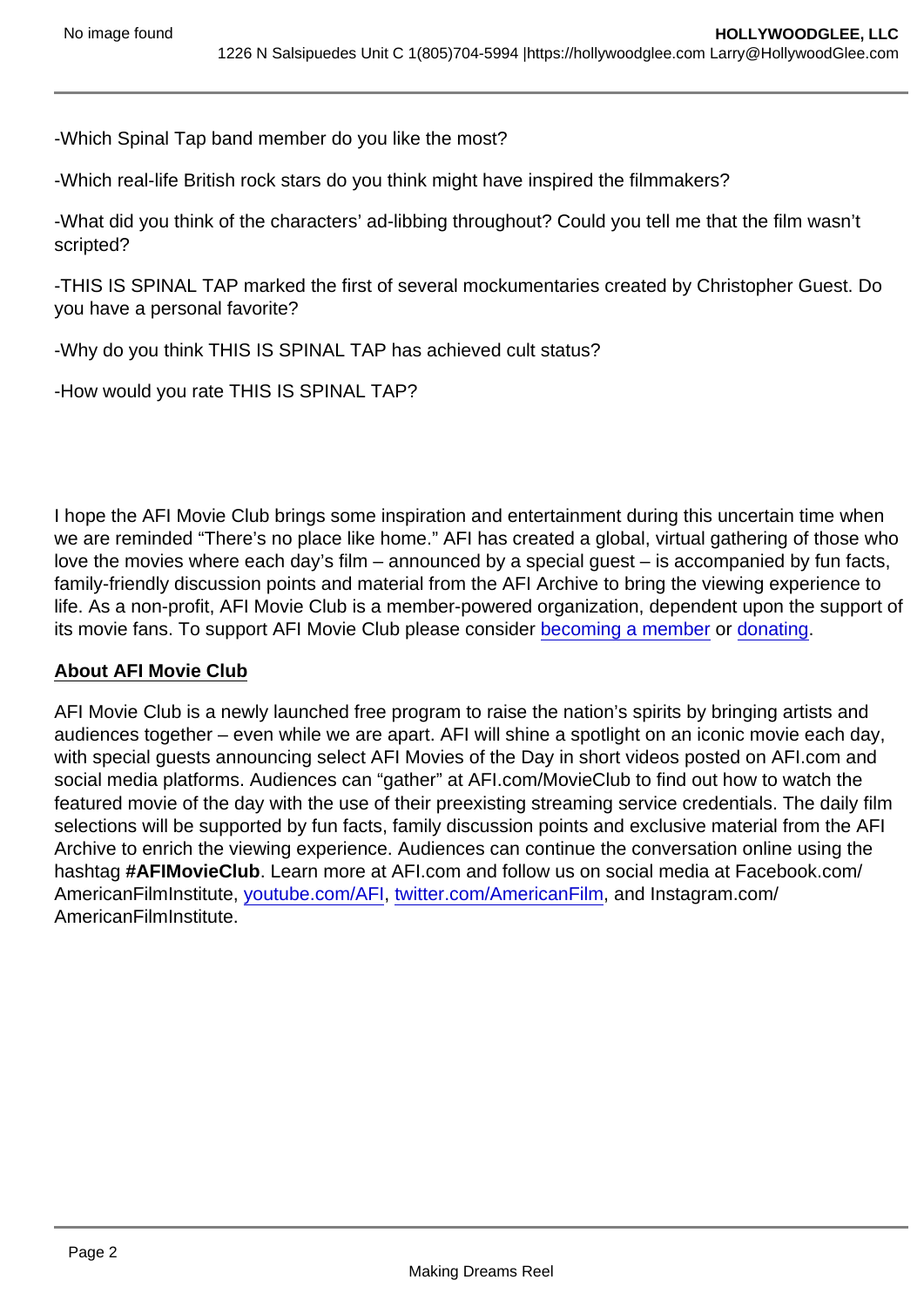-Which Spinal Tap band member do you like the most?

-Which real-life British rock stars do you think might have inspired the filmmakers?

-What did you think of the characters' ad-libbing throughout? Could you tell me that the film wasn't scripted?

-THIS IS SPINAL TAP marked the first of several mockumentaries created by Christopher Guest. Do you have a personal favorite?

-Why do you think THIS IS SPINAL TAP has achieved cult status?

-How would you rate THIS IS SPINAL TAP?

I hope the AFI Movie Club brings some inspiration and entertainment during this uncertain time when we are reminded "There's no place like home." AFI has created a global, virtual gathering of those who love the movies where each day's film – announced by a special guest – is accompanied by fun facts, family-friendly discussion points and material from the AFI Archive to bring the viewing experience to life. As a non-profit, AFI Movie Club is a member-powered organization, dependent upon the support of its movie fans. To support AFI Movie Club please consider becoming a member or donating.

**About AFI Movie Club**

AFI Movie Club is a newly launched free program to raise the nation's spirits by bringing artists and audiences together – even while we are apart. AFI will shine a spotlight on an iconic movie each day, with special guests announcing select AFI Movies of the Day in short videos posted on AFI.com and social media platforms. Audiences can "gather" at AFI.com/MovieClub to find out how to watch the featured movie of the day with the use of their preexisting streaming service credentials. The daily film selections will be supported by fun facts, family discussion points and exclusive material from the AFI Archive to enrich the viewing experience. Audiences can continue the conversation online using the hashtag **#AFIMovieClub**. Learn more at AFI.com and follow us on social media at Facebook.com/AmericanFilmInstitute, youtube.com/AFI, twitter.com/AmericanFilm, and Instagram.com/AmericanFilmInstitute.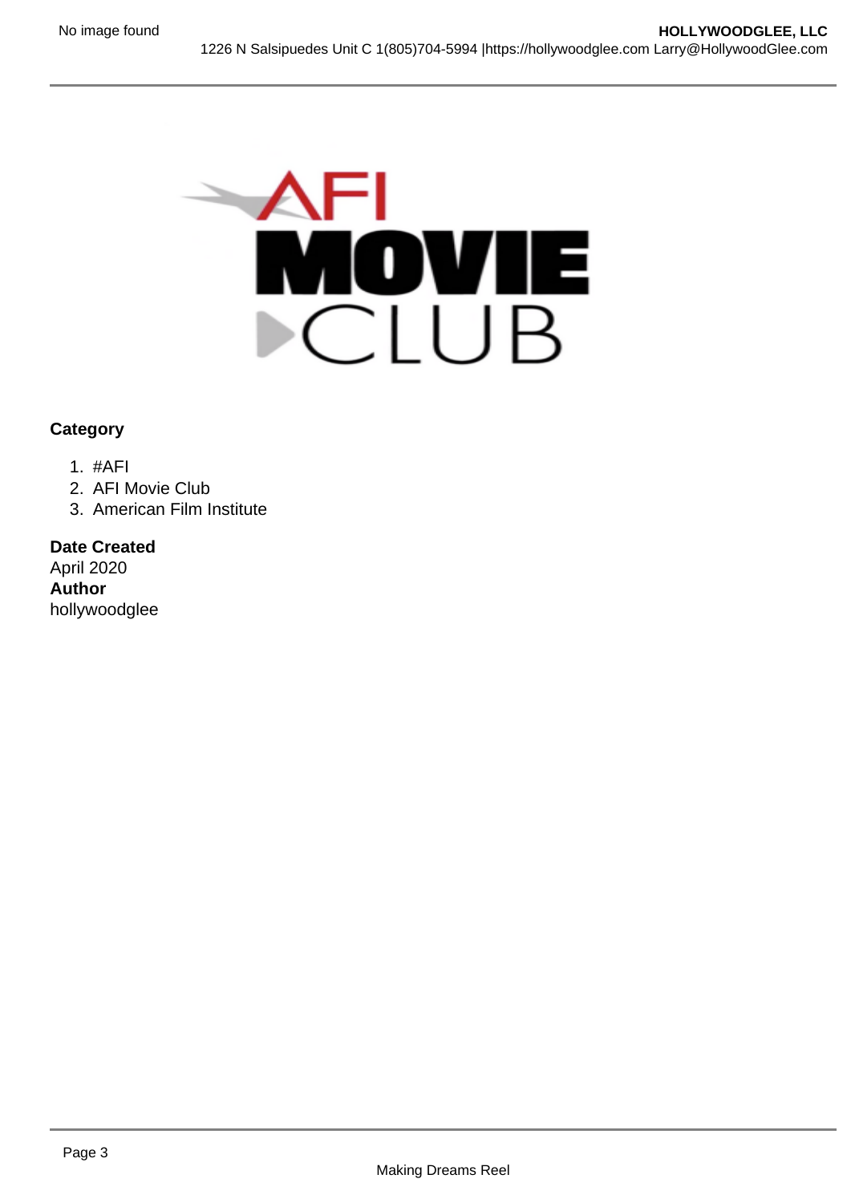**Category**

1. #AFI
2. AFI Movie Club
3. American Film Institute

**Date Created**
April 2020
**Author**
hollywoodglee